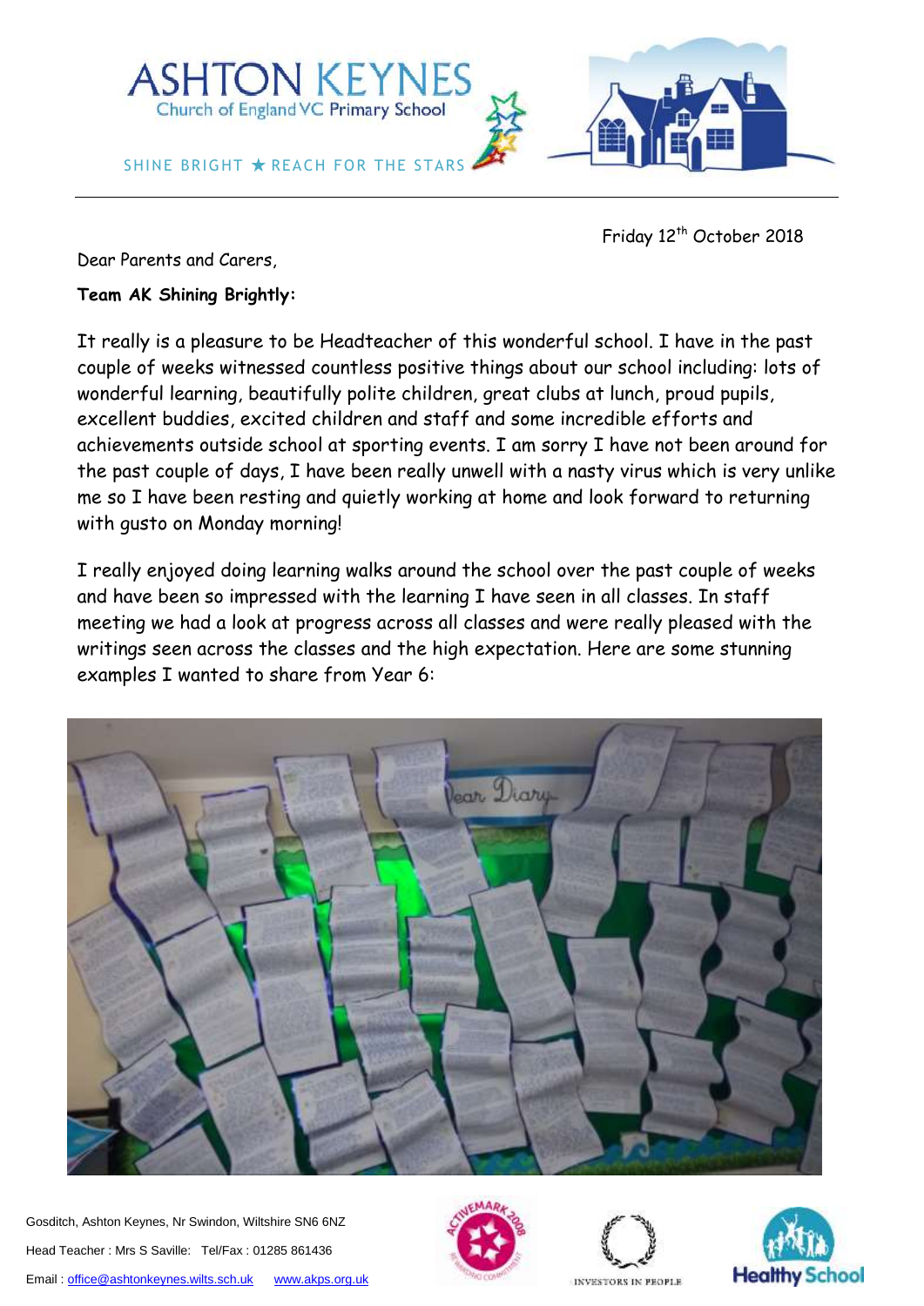# ASHTON KEYNES

Church of England VC Primary School

SHINE BRIGHT ★ REACH FOR THE STARS

Friday 12th October 2018

Dear Parents and Carers,

**Team AK Shining Brightly:**

It really is a pleasure to be Headteacher of this wonderful school. I have in the past couple of weeks witnessed countless positive things about our school including: lots of wonderful learning, beautifully polite children, great clubs at lunch, proud pupils, excellent buddies, excited children and staff and some incredible efforts and achievements outside school at sporting events. I am sorry I have not been around for the past couple of days, I have been really unwell with a nasty virus which is very unlike me so I have been resting and quietly working at home and look forward to returning with gusto on Monday morning!

I really enjoyed doing learning walks around the school over the past couple of weeks and have been so impressed with the learning I have seen in all classes. In staff meeting we had a look at progress across all classes and were really pleased with the writings seen across the classes and the high expectation. Here are some stunning examples I wanted to share from Year 6:

Gosditch, Ashton Keynes, Nr Swindon, Wiltshire SN6 6NZ

Head Teacher : Mrs S Saville: Tel/Fax : 01285 861436

Email : office@ashtonkeynes.wilts.sch.uk www.akps.org.uk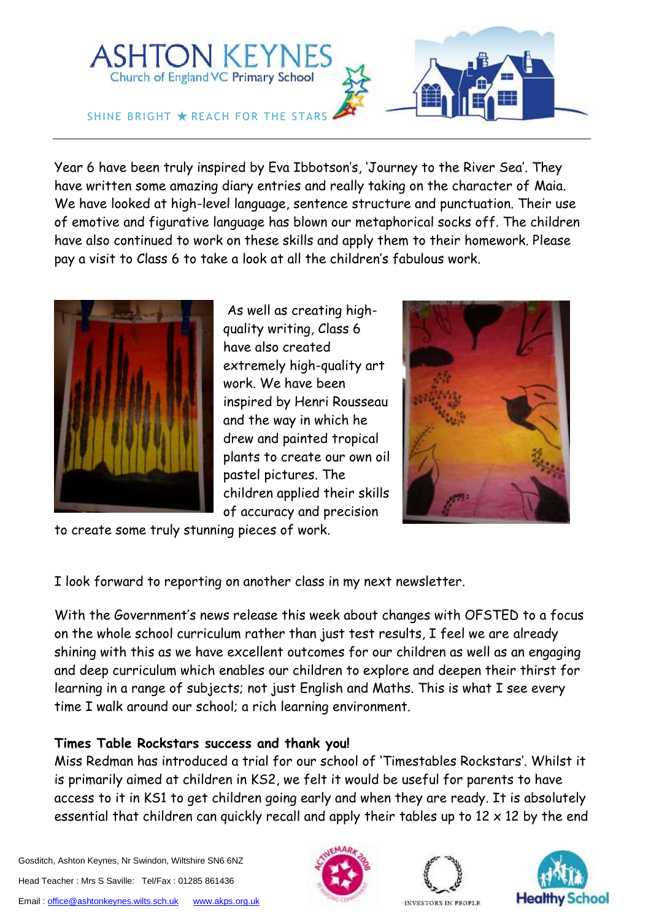Year 6 have been truly inspired by Eva Ibbotson's, 'Journey to the River Sea'. They have written some amazing diary entries and really taking on the character of Maia. We have looked at high-level language, sentence structure and punctuation. Their use of emotive and figurative language has blown our metaphorical socks off. The children have also continued to work on these skills and apply them to their homework. Please pay a visit to Class 6 to take a look at all the children's fabulous work.

As well as creating high-quality writing, Class 6 have also created extremely high-quality art work. We have been inspired by Henri Rousseau and the way in which he drew and painted tropical plants to create our own oil pastel pictures. The children applied their skills of accuracy and precision to create some truly stunning pieces of work.

I look forward to reporting on another class in my next newsletter.

With the Government's news release this week about changes with OFSTED to a focus on the whole school curriculum rather than just test results, I feel we are already shining with this as we have excellent outcomes for our children as well as an engaging and deep curriculum which enables our children to explore and deepen their thirst for learning in a range of subjects; not just English and Maths. This is what I see every time I walk around our school; a rich learning environment.

**Times Table Rockstars success and thank you!**

Miss Redman has introduced a trial for our school of 'Timestables Rockstars'. Whilst it is primarily aimed at children in KS2, we felt it would be useful for parents to have access to it in KS1 to get children going early and when they are ready. It is absolutely essential that children can quickly recall and apply their tables up to 12 x 12 by the end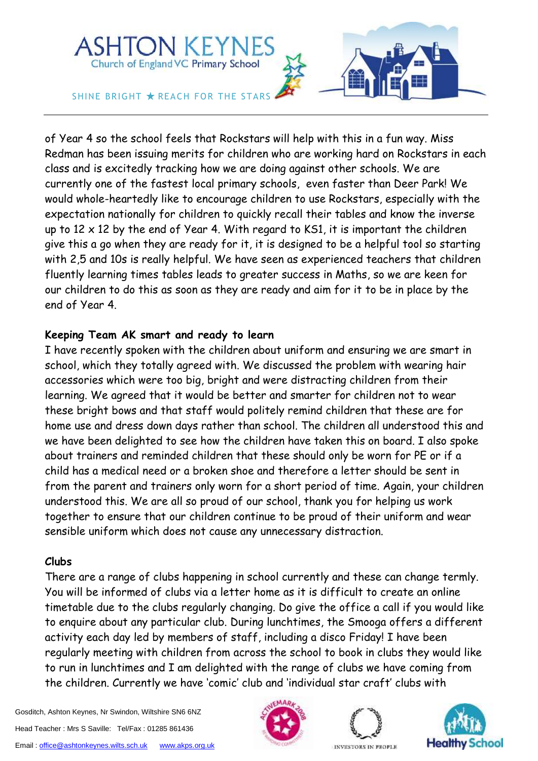of Year 4 so the school feels that Rockstars will help with this in a fun way. Miss Redman has been issuing merits for children who are working hard on Rockstars in each class and is excitedly tracking how we are doing against other schools. We are currently one of the fastest local primary schools, even faster than Deer Park! We would whole-heartedly like to encourage children to use Rockstars, especially with the expectation nationally for children to quickly recall their tables and know the inverse up to 12 x 12 by the end of Year 4. With regard to KS1, it is important the children give this a go when they are ready for it, it is designed to be a helpful tool so starting with 2,5 and 10s is really helpful. We have seen as experienced teachers that children fluently learning times tables leads to greater success in Maths, so we are keen for our children to do this as soon as they are ready and aim for it to be in place by the end of Year 4.

**Keeping Team AK smart and ready to learn**

I have recently spoken with the children about uniform and ensuring we are smart in school, which they totally agreed with. We discussed the problem with wearing hair accessories which were too big, bright and were distracting children from their learning. We agreed that it would be better and smarter for children not to wear these bright bows and that staff would politely remind children that these are for home use and dress down days rather than school. The children all understood this and we have been delighted to see how the children have taken this on board. I also spoke about trainers and reminded children that these should only be worn for PE or if a child has a medical need or a broken shoe and therefore a letter should be sent in from the parent and trainers only worn for a short period of time. Again, your children understood this. We are all so proud of our school, thank you for helping us work together to ensure that our children continue to be proud of their uniform and wear sensible uniform which does not cause any unnecessary distraction.

**Clubs**

There are a range of clubs happening in school currently and these can change termly. You will be informed of clubs via a letter home as it is difficult to create an online timetable due to the clubs regularly changing. Do give the office a call if you would like to enquire about any particular club. During lunchtimes, the Smooga offers a different activity each day led by members of staff, including a disco Friday! I have been regularly meeting with children from across the school to book in clubs they would like to run in lunchtimes and I am delighted with the range of clubs we have coming from the children. Currently we have 'comic' club and 'individual star craft' clubs with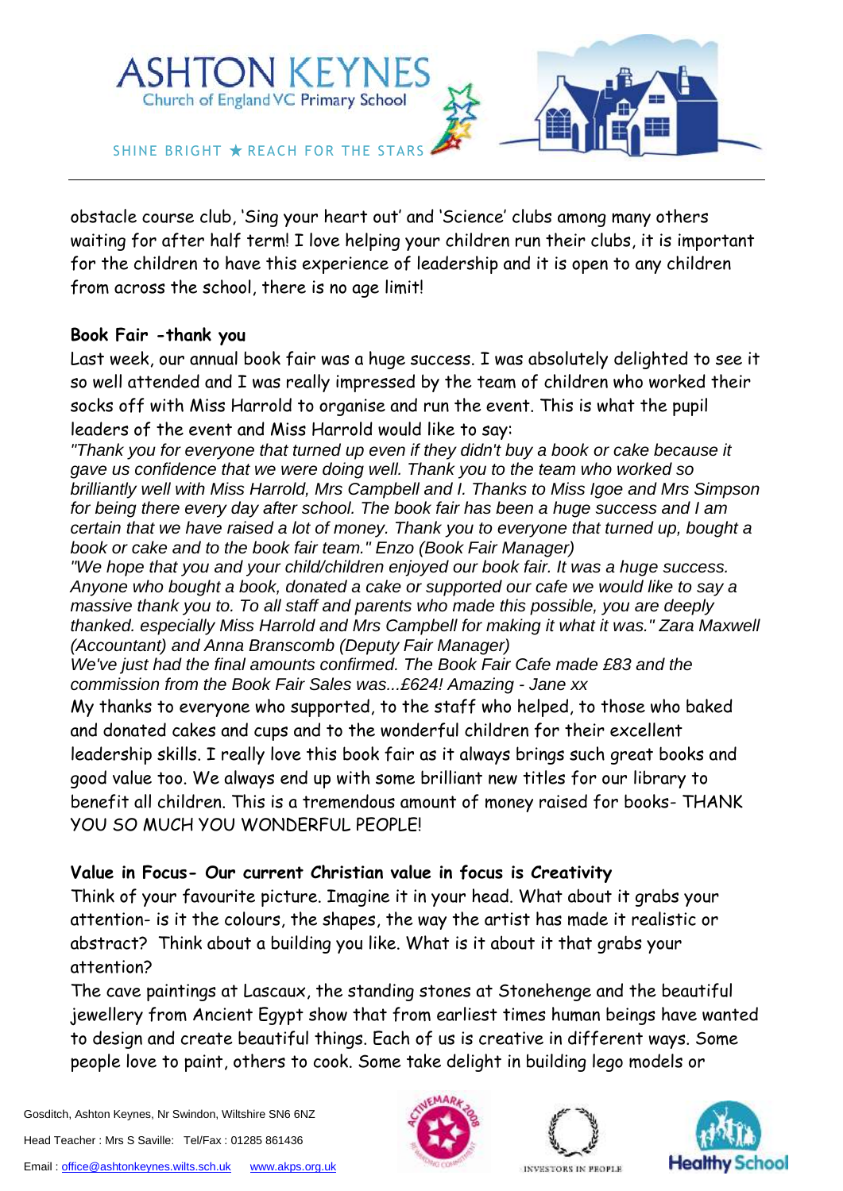obstacle course club, 'Sing your heart out' and 'Science' clubs among many others waiting for after half term! I love helping your children run their clubs, it is important for the children to have this experience of leadership and it is open to any children from across the school, there is no age limit!

**Book Fair -thank you**

Last week, our annual book fair was a huge success. I was absolutely delighted to see it so well attended and I was really impressed by the team of children who worked their socks off with Miss Harrold to organise and run the event. This is what the pupil leaders of the event and Miss Harrold would like to say:

*"Thank you for everyone that turned up even if they didn't buy a book or cake because it gave us confidence that we were doing well. Thank you to the team who worked so brilliantly well with Miss Harrold, Mrs Campbell and I. Thanks to Miss Igoe and Mrs Simpson for being there every day after school. The book fair has been a huge success and I am certain that we have raised a lot of money. Thank you to everyone that turned up, bought a book or cake and to the book fair team." Enzo (Book Fair Manager)*

*"We hope that you and your child/children enjoyed our book fair. It was a huge success. Anyone who bought a book, donated a cake or supported our cafe we would like to say a massive thank you to. To all staff and parents who made this possible, you are deeply thanked. especially Miss Harrold and Mrs Campbell for making it what it was." Zara Maxwell (Accountant) and Anna Branscomb (Deputy Fair Manager)*

*We've just had the final amounts confirmed. The Book Fair Cafe made £83 and the commission from the Book Fair Sales was...£624! Amazing - Jane xx*

My thanks to everyone who supported, to the staff who helped, to those who baked and donated cakes and cups and to the wonderful children for their excellent leadership skills. I really love this book fair as it always brings such great books and good value too. We always end up with some brilliant new titles for our library to benefit all children. This is a tremendous amount of money raised for books- THANK YOU SO MUCH YOU WONDERFUL PEOPLE!

**Value in Focus- Our current Christian value in focus is Creativity**

Think of your favourite picture. Imagine it in your head. What about it grabs your attention- is it the colours, the shapes, the way the artist has made it realistic or abstract? Think about a building you like. What is it about it that grabs your attention?

The cave paintings at Lascaux, the standing stones at Stonehenge and the beautiful jewellery from Ancient Egypt show that from earliest times human beings have wanted to design and create beautiful things. Each of us is creative in different ways. Some people love to paint, others to cook. Some take delight in building lego models or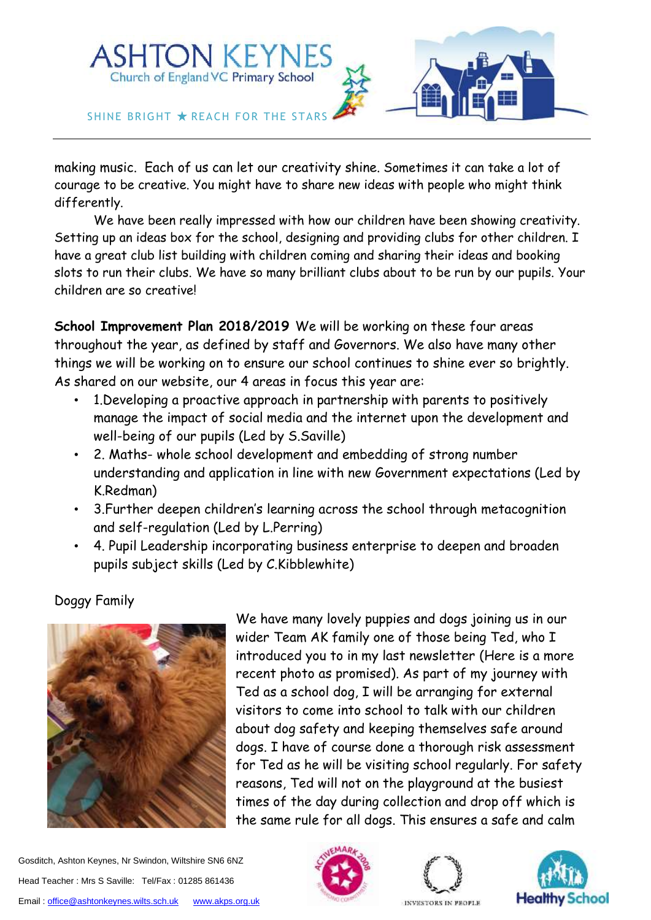making music. Each of us can let our creativity shine. Sometimes it can take a lot of courage to be creative. You might have to share new ideas with people who might think differently.

We have been really impressed with how our children have been showing creativity. Setting up an ideas box for the school, designing and providing clubs for other children. I have a great club list building with children coming and sharing their ideas and booking slots to run their clubs. We have so many brilliant clubs about to be run by our pupils. Your children are so creative!

**School Improvement Plan 2018/2019** We will be working on these four areas throughout the year, as defined by staff and Governors. We also have many other things we will be working on to ensure our school continues to shine ever so brightly. As shared on our website, our 4 areas in focus this year are:

- 1.Developing a proactive approach in partnership with parents to positively manage the impact of social media and the internet upon the development and well-being of our pupils (Led by S.Saville)
- 2. Maths- whole school development and embedding of strong number understanding and application in line with new Government expectations (Led by K.Redman)
- 3.Further deepen children's learning across the school through metacognition and self-regulation (Led by L.Perring)
- 4. Pupil Leadership incorporating business enterprise to deepen and broaden pupils subject skills (Led by C.Kibblewhite)

Doggy Family

We have many lovely puppies and dogs joining us in our wider Team AK family one of those being Ted, who I introduced you to in my last newsletter (Here is a more recent photo as promised). As part of my journey with Ted as a school dog, I will be arranging for external visitors to come into school to talk with our children about dog safety and keeping themselves safe around dogs. I have of course done a thorough risk assessment for Ted as he will be visiting school regularly. For safety reasons, Ted will not on the playground at the busiest times of the day during collection and drop off which is the same rule for all dogs. This ensures a safe and calm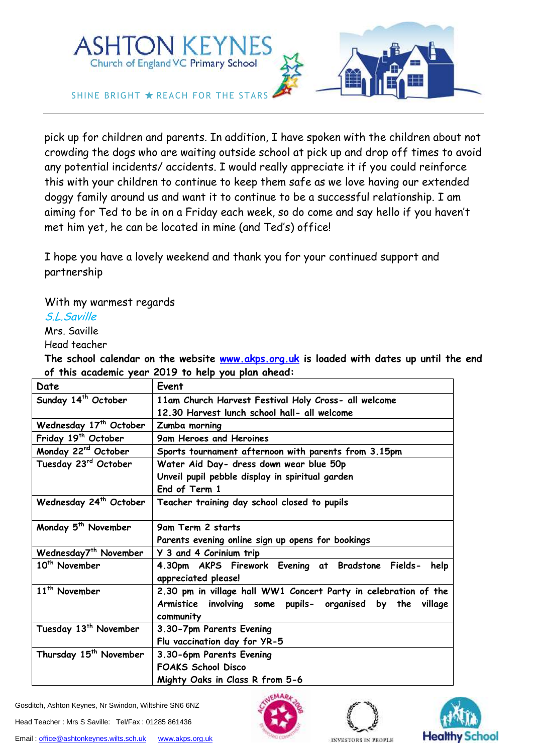pick up for children and parents. In addition, I have spoken with the children about not crowding the dogs who are waiting outside school at pick up and drop off times to avoid any potential incidents/ accidents. I would really appreciate it if you could reinforce this with your children to continue to keep them safe as we love having our extended doggy family around us and want it to continue to be a successful relationship. I am aiming for Ted to be in on a Friday each week, so do come and say hello if you haven't met him yet, he can be located in mine (and Ted's) office!

I hope you have a lovely weekend and thank you for your continued support and partnership

With my warmest regards

*S.L.Saville*

Mrs. Saville

Head teacher

**The school calendar on the website [www.akps.org.uk](http://www.akps.org.uk) is loaded with dates up until the end of this academic year 2019 to help you plan ahead:**

| Date | Event |
|---|---|
| Sunday 14th October | 11am Church Harvest Festival Holy Cross- all welcome<br>12.30 Harvest lunch school hall- all welcome |
| Wednesday 17th October | Zumba morning |
| Friday 19th October | 9am Heroes and Heroines |
| Monday 22nd October | Sports tournament afternoon with parents from 3.15pm |
| Tuesday 23rd October | Water Aid Day- dress down wear blue 50p<br>Unveil pupil pebble display in spiritual garden<br>End of Term 1 |
| Wednesday 24th October | Teacher training day school closed to pupils |
| Monday 5th November | 9am Term 2 starts<br>Parents evening online sign up opens for bookings |
| Wednesday7th November | Y 3 and 4 Corinium trip |
| 10th November | 4.30pm AKPS Firework Evening at Bradstone Fields- help appreciated please! |
| 11th November | 2.30 pm in village hall WW1 Concert Party in celebration of the Armistice involving some pupils- organised by the village community |
| Tuesday 13th November | 3.30-7pm Parents Evening<br>Flu vaccination day for YR-5 |
| Thursday 15th November | 3.30-6pm Parents Evening<br>FOAKS School Disco<br>Mighty Oaks in Class R from 5-6 |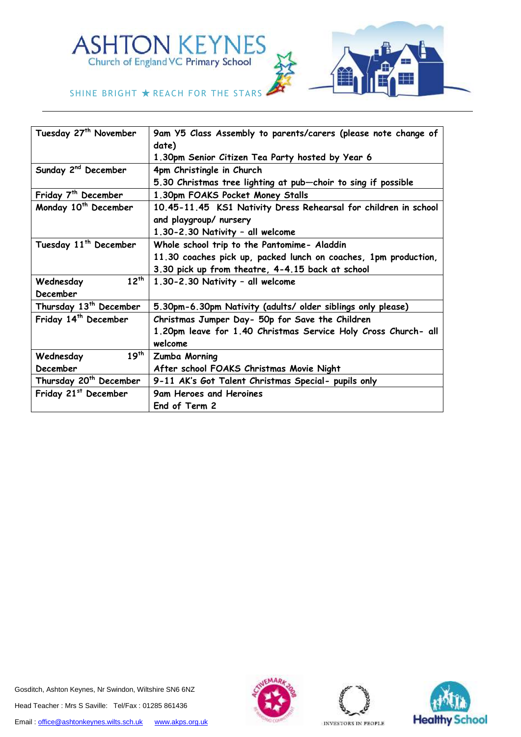ASHTON KEYNES
Church of England VC Primary School

SHINE BRIGHT ★ REACH FOR THE STARS

| Tuesday 27th November | 9am Y5 Class Assembly to parents/carers (please note change of date)<br>1.30pm Senior Citizen Tea Party hosted by Year 6 |
|---|---|
| Sunday 2nd December | 4pm Christingle in Church<br>5.30 Christmas tree lighting at pub—choir to sing if possible |
| Friday 7th December | 1.30pm FOAKS Pocket Money Stalls |
| Monday 10th December | 10.45-11.45 KS1 Nativity Dress Rehearsal for children in school and playgroup/ nursery<br>1.30-2.30 Nativity – all welcome |
| Tuesday 11th December | Whole school trip to the Pantomime- Aladdin<br>11.30 coaches pick up, packed lunch on coaches, 1pm production, 3.30 pick up from theatre, 4-4.15 back at school |
| Wednesday 12th December | 1.30-2.30 Nativity – all welcome |
| Thursday 13th December | 5.30pm-6.30pm Nativity (adults/ older siblings only please) |
| Friday 14th December | Christmas Jumper Day- 50p for Save the Children<br>1.20pm leave for 1.40 Christmas Service Holy Cross Church- all welcome |
| Wednesday 19th December | Zumba Morning<br>After school FOAKS Christmas Movie Night |
| Thursday 20th December | 9-11 AK's Got Talent Christmas Special- pupils only |
| Friday 21st December | 9am Heroes and Heroines<br>End of Term 2 |

Gosditch, Ashton Keynes, Nr Swindon, Wiltshire SN6 6NZ

Head Teacher : Mrs S Saville: Tel/Fax : 01285 861436

Email : office@ashtonkeynes.wilts.sch.uk www.akps.org.uk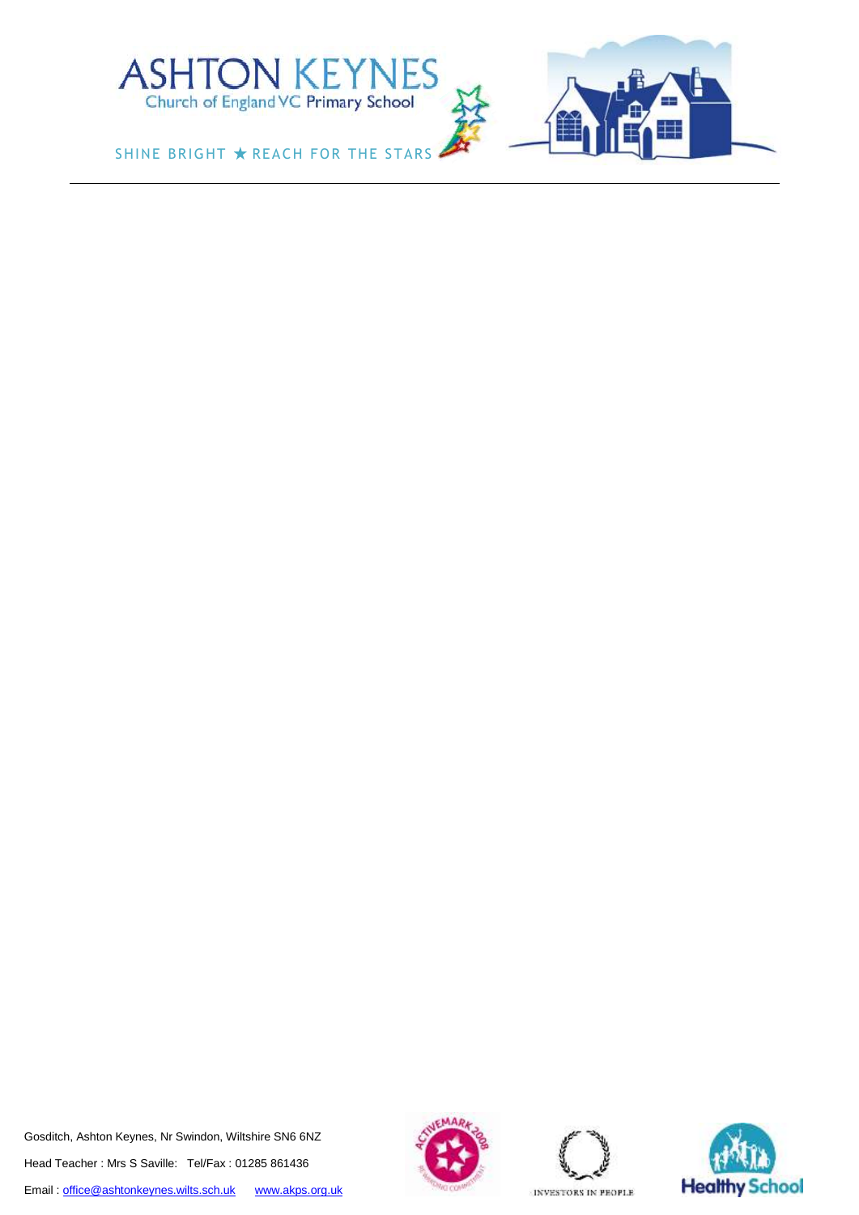# ASHTON KEYNES

Church of England VC Primary School

SHINE BRIGHT ★ REACH FOR THE STARS

Gosditch, Ashton Keynes, Nr Swindon, Wiltshire SN6 6NZ

Head Teacher : Mrs S Saville: Tel/Fax : 01285 861436

Email : office@ashtonkeynes.wilts.sch.uk www.akps.org.uk

ACTIVEMARK 2008

INVESTORS IN PEOPLE

Healthy School